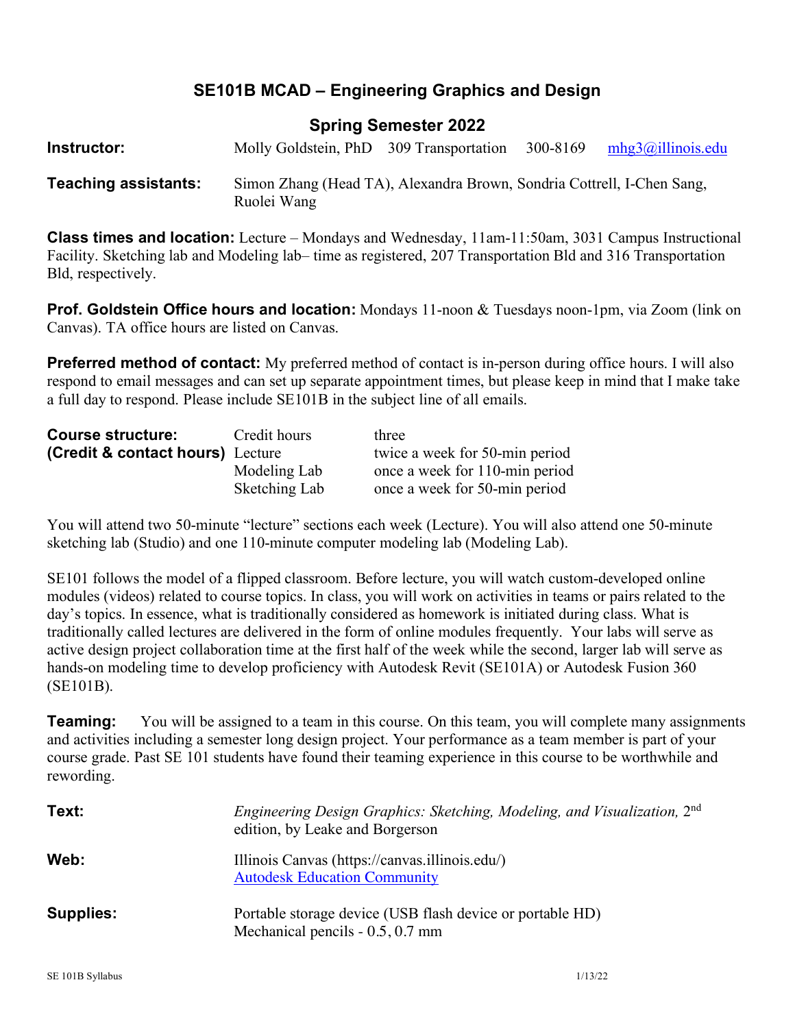# SE101B MCAD – Engineering Graphics and Design

## Spring Semester 2022

**Instructor:** Molly Goldstein, PhD 309 Transportation 300-8169 mhg3@illinois.edu

**Teaching assistants:** Simon Zhang (Head TA), Alexandra Brown, Sondria Cottrell, I-Chen Sang, Ruolei Wang

**Class times and location:** Lecture – Mondays and Wednesday, 11am-11:50am, 3031 Campus Instructional Facility. Sketching lab and Modeling lab– time as registered, 207 Transportation Bld and 316 Transportation Bld, respectively.

**Prof. Goldstein Office hours and location:** Mondays 11-noon & Tuesdays noon-1pm, via Zoom (link on Canvas). TA office hours are listed on Canvas.

**Preferred method of contact:** My preferred method of contact is in-person during office hours. I will also respond to email messages and can set up separate appointment times, but please keep in mind that I make take a full day to respond. Please include SE101B in the subject line of all emails.

| **Course structure: (Credit & contact hours)** | | |
|---|---|---|
| | Credit hours | three |
| | Lecture | twice a week for 50-min period |
| | Modeling Lab | once a week for 110-min period |
| | Sketching Lab | once a week for 50-min period |

You will attend two 50-minute "lecture" sections each week (Lecture). You will also attend one 50-minute sketching lab (Studio) and one 110-minute computer modeling lab (Modeling Lab).

SE101 follows the model of a flipped classroom. Before lecture, you will watch custom-developed online modules (videos) related to course topics. In class, you will work on activities in teams or pairs related to the day's topics. In essence, what is traditionally considered as homework is initiated during class. What is traditionally called lectures are delivered in the form of online modules frequently. Your labs will serve as active design project collaboration time at the first half of the week while the second, larger lab will serve as hands-on modeling time to develop proficiency with Autodesk Revit (SE101A) or Autodesk Fusion 360 (SE101B).

**Teaming:** You will be assigned to a team in this course. On this team, you will complete many assignments and activities including a semester long design project. Your performance as a team member is part of your course grade. Past SE 101 students have found their teaming experience in this course to be worthwhile and rewording.

**Text:** *Engineering Design Graphics: Sketching, Modeling, and Visualization,* 2nd edition, by Leake and Borgerson

**Web:** Illinois Canvas (https://canvas.illinois.edu/)
Autodesk Education Community

**Supplies:** Portable storage device (USB flash device or portable HD)
Mechanical pencils - 0.5, 0.7 mm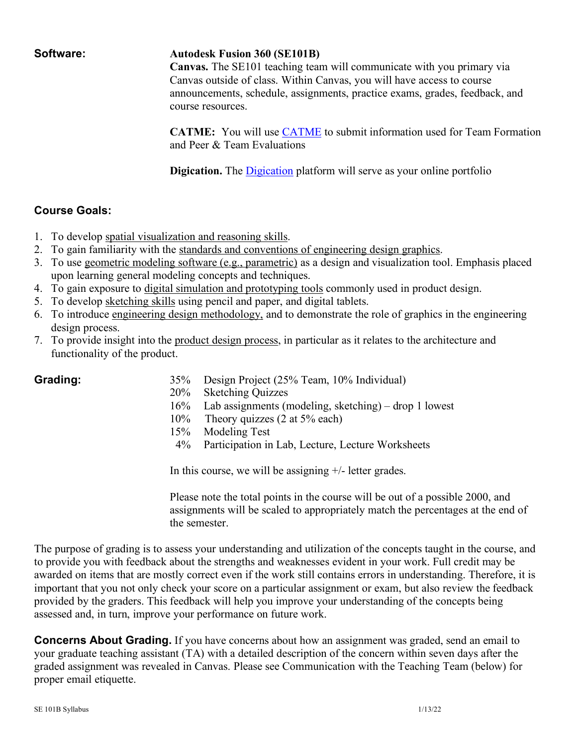**Software:**

**Autodesk Fusion 360 (SE101B)**

**Canvas.** The SE101 teaching team will communicate with you primary via Canvas outside of class. Within Canvas, you will have access to course announcements, schedule, assignments, practice exams, grades, feedback, and course resources.

**CATME:** You will use CATME to submit information used for Team Formation and Peer & Team Evaluations

**Digication.** The Digication platform will serve as your online portfolio

## Course Goals:

1. To develop spatial visualization and reasoning skills.
2. To gain familiarity with the standards and conventions of engineering design graphics.
3. To use geometric modeling software (e.g., parametric) as a design and visualization tool. Emphasis placed upon learning general modeling concepts and techniques.
4. To gain exposure to digital simulation and prototyping tools commonly used in product design.
5. To develop sketching skills using pencil and paper, and digital tablets.
6. To introduce engineering design methodology, and to demonstrate the role of graphics in the engineering design process.
7. To provide insight into the product design process, in particular as it relates to the architecture and functionality of the product.

## Grading:

- 35% Design Project (25% Team, 10% Individual)
- 20% Sketching Quizzes
- 16% Lab assignments (modeling, sketching) – drop 1 lowest
- 10% Theory quizzes (2 at 5% each)
- 15% Modeling Test
- 4% Participation in Lab, Lecture, Lecture Worksheets

In this course, we will be assigning +/- letter grades.

Please note the total points in the course will be out of a possible 2000, and assignments will be scaled to appropriately match the percentages at the end of the semester.

The purpose of grading is to assess your understanding and utilization of the concepts taught in the course, and to provide you with feedback about the strengths and weaknesses evident in your work. Full credit may be awarded on items that are mostly correct even if the work still contains errors in understanding. Therefore, it is important that you not only check your score on a particular assignment or exam, but also review the feedback provided by the graders. This feedback will help you improve your understanding of the concepts being assessed and, in turn, improve your performance on future work.

**Concerns About Grading.** If you have concerns about how an assignment was graded, send an email to your graduate teaching assistant (TA) with a detailed description of the concern within seven days after the graded assignment was revealed in Canvas. Please see Communication with the Teaching Team (below) for proper email etiquette.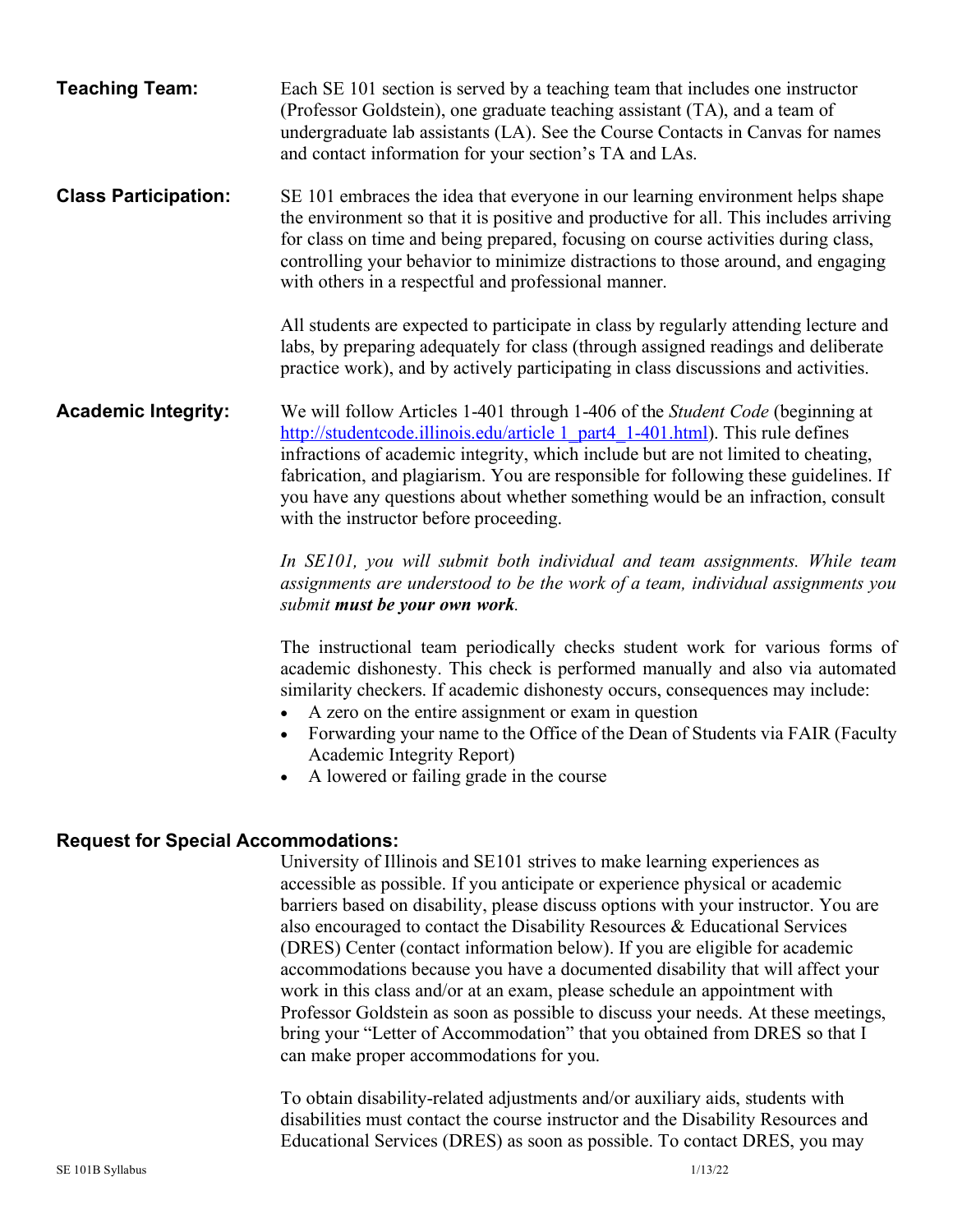**Teaching Team:** Each SE 101 section is served by a teaching team that includes one instructor (Professor Goldstein), one graduate teaching assistant (TA), and a team of undergraduate lab assistants (LA). See the Course Contacts in Canvas for names and contact information for your section's TA and LAs.

**Class Participation:** SE 101 embraces the idea that everyone in our learning environment helps shape the environment so that it is positive and productive for all. This includes arriving for class on time and being prepared, focusing on course activities during class, controlling your behavior to minimize distractions to those around, and engaging with others in a respectful and professional manner.

All students are expected to participate in class by regularly attending lecture and labs, by preparing adequately for class (through assigned readings and deliberate practice work), and by actively participating in class discussions and activities.

**Academic Integrity:** We will follow Articles 1-401 through 1-406 of the *Student Code* (beginning at http://studentcode.illinois.edu/article 1_part4_1-401.html). This rule defines infractions of academic integrity, which include but are not limited to cheating, fabrication, and plagiarism. You are responsible for following these guidelines. If you have any questions about whether something would be an infraction, consult with the instructor before proceeding.

*In SE101, you will submit both individual and team assignments. While team assignments are understood to be the work of a team, individual assignments you submit* ***must be your own work****.*

The instructional team periodically checks student work for various forms of academic dishonesty. This check is performed manually and also via automated similarity checkers. If academic dishonesty occurs, consequences may include:

- A zero on the entire assignment or exam in question
- Forwarding your name to the Office of the Dean of Students via FAIR (Faculty Academic Integrity Report)
- A lowered or failing grade in the course

**Request for Special Accommodations:**

University of Illinois and SE101 strives to make learning experiences as accessible as possible. If you anticipate or experience physical or academic barriers based on disability, please discuss options with your instructor. You are also encouraged to contact the Disability Resources & Educational Services (DRES) Center (contact information below). If you are eligible for academic accommodations because you have a documented disability that will affect your work in this class and/or at an exam, please schedule an appointment with Professor Goldstein as soon as possible to discuss your needs. At these meetings, bring your "Letter of Accommodation" that you obtained from DRES so that I can make proper accommodations for you.

To obtain disability-related adjustments and/or auxiliary aids, students with disabilities must contact the course instructor and the Disability Resources and Educational Services (DRES) as soon as possible. To contact DRES, you may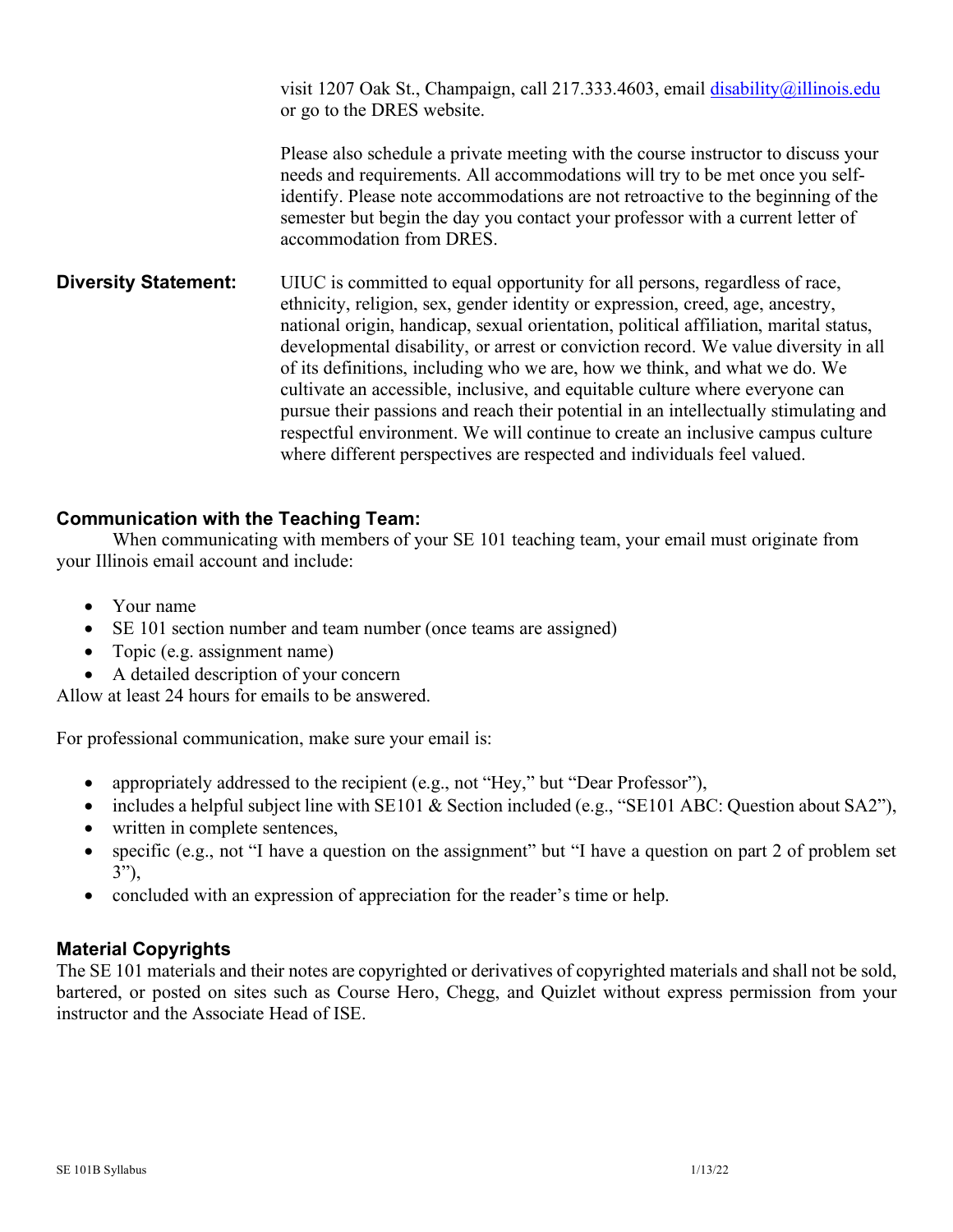visit 1207 Oak St., Champaign, call 217.333.4603, email disability@illinois.edu or go to the DRES website.

Please also schedule a private meeting with the course instructor to discuss your needs and requirements. All accommodations will try to be met once you self-identify. Please note accommodations are not retroactive to the beginning of the semester but begin the day you contact your professor with a current letter of accommodation from DRES.

**Diversity Statement:** UIUC is committed to equal opportunity for all persons, regardless of race, ethnicity, religion, sex, gender identity or expression, creed, age, ancestry, national origin, handicap, sexual orientation, political affiliation, marital status, developmental disability, or arrest or conviction record. We value diversity in all of its definitions, including who we are, how we think, and what we do. We cultivate an accessible, inclusive, and equitable culture where everyone can pursue their passions and reach their potential in an intellectually stimulating and respectful environment. We will continue to create an inclusive campus culture where different perspectives are respected and individuals feel valued.

### Communication with the Teaching Team:

When communicating with members of your SE 101 teaching team, your email must originate from your Illinois email account and include:

- Your name
- SE 101 section number and team number (once teams are assigned)
- Topic (e.g. assignment name)
- A detailed description of your concern

Allow at least 24 hours for emails to be answered.

For professional communication, make sure your email is:

- appropriately addressed to the recipient (e.g., not "Hey," but "Dear Professor"),
- includes a helpful subject line with SE101 & Section included (e.g., "SE101 ABC: Question about SA2"),
- written in complete sentences,
- specific (e.g., not "I have a question on the assignment" but "I have a question on part 2 of problem set 3"),
- concluded with an expression of appreciation for the reader's time or help.

### Material Copyrights

The SE 101 materials and their notes are copyrighted or derivatives of copyrighted materials and shall not be sold, bartered, or posted on sites such as Course Hero, Chegg, and Quizlet without express permission from your instructor and the Associate Head of ISE.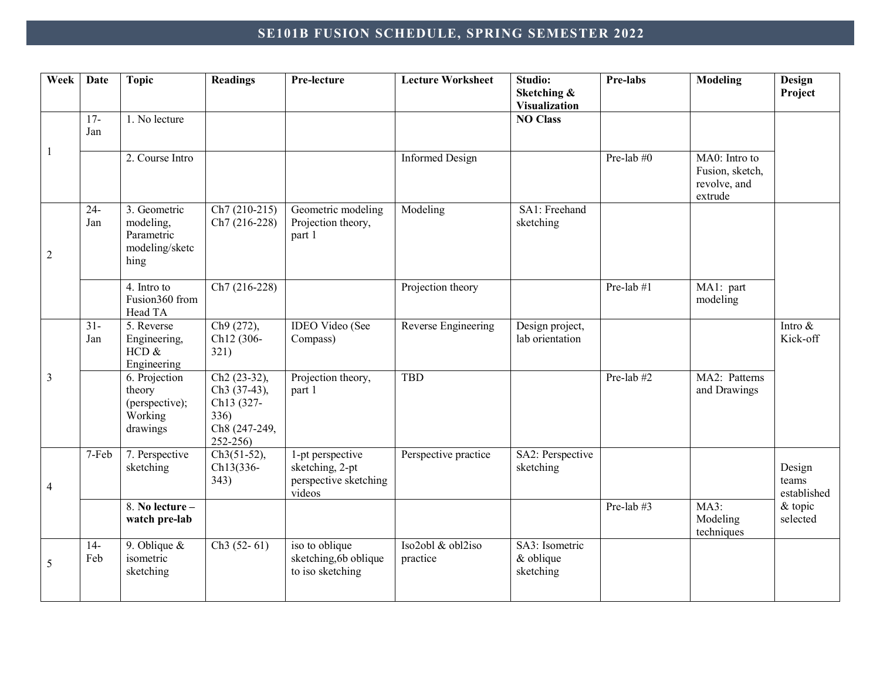# SE101B FUSION SCHEDULE, SPRING SEMESTER 2022

| Week | Date | Topic | Readings | Pre-lecture | Lecture Worksheet | Studio: Sketching & Visualization | Pre-labs | Modeling | Design Project |
|---|---|---|---|---|---|---|---|---|---|
| 1 | 17-Jan | 1. No lecture | | | | **NO Class** | | | |
| | | 2. Course Intro | | | Informed Design | | Pre-lab #0 | MA0: Intro to Fusion, sketch, revolve, and extrude | |
| 2 | 24-Jan | 3. Geometric modeling, Parametric modeling/sketching | Ch7 (210-215) Ch7 (216-228) | Geometric modeling Projection theory, part 1 | Modeling | SA1: Freehand sketching | | | |
| | | 4. Intro to Fusion360 from Head TA | Ch7 (216-228) | | Projection theory | | Pre-lab #1 | MA1: part modeling | |
| 3 | 31-Jan | 5. Reverse Engineering, HCD & Engineering | Ch9 (272), Ch12 (306-321) | IDEO Video (See Compass) | Reverse Engineering | Design project, lab orientation | | | Intro & Kick-off |
| | | 6. Projection theory (perspective); Working drawings | Ch2 (23-32), Ch3 (37-43), Ch13 (327-336) Ch8 (247-249, 252-256) | Projection theory, part 1 | TBD | | Pre-lab #2 | MA2: Patterns and Drawings | |
| 4 | 7-Feb | 7. Perspective sketching | Ch3(51-52), Ch13(336-343) | 1-pt perspective sketching, 2-pt perspective sketching videos | Perspective practice | SA2: Perspective sketching | | | Design teams established & topic selected |
| | | 8. **No lecture – watch pre-lab** | | | | | Pre-lab #3 | MA3: Modeling techniques | |
| 5 | 14-Feb | 9. Oblique & isometric sketching | Ch3 (52- 61) | iso to oblique sketching,6b oblique to iso sketching | Iso2obl & obl2iso practice | SA3: Isometric & oblique sketching | | | |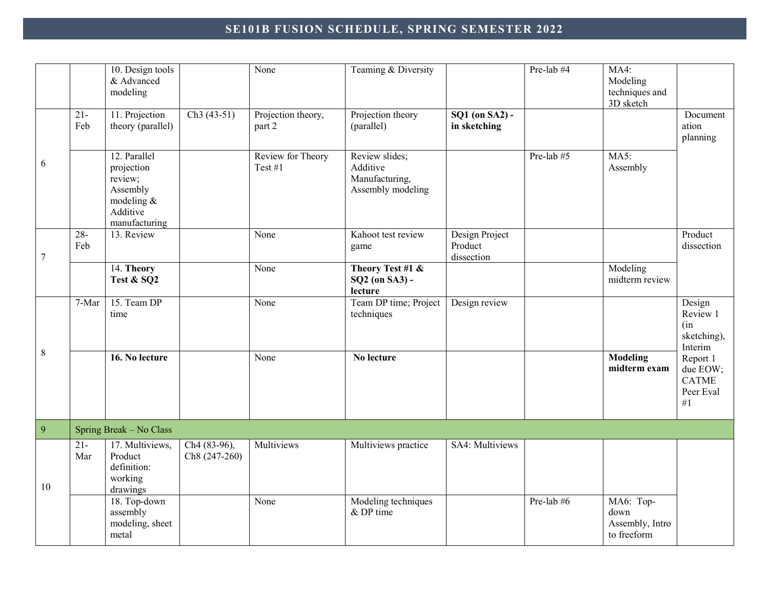# SE101B FUSION SCHEDULE, SPRING SEMESTER 2022

| | | | | | | | | | |
|---|---|---|---|---|---|---|---|---|---|
| | | 10. Design tools & Advanced modeling | | None | Teaming & Diversity | | Pre-lab #4 | MA4: Modeling techniques and 3D sketch | |
| 6 | 21-Feb | 11. Projection theory (parallel) | Ch3 (43-51) | Projection theory, part 2 | Projection theory (parallel) | **SQ1 (on SA2) - in sketching** | | | Documentation planning |
| | | 12. Parallel projection review; Assembly modeling & Additive manufacturing | | Review for Theory Test #1 | Review slides; Additive Manufacturing, Assembly modeling | | Pre-lab #5 | MA5: Assembly | |
| 7 | 28-Feb | 13. Review | | None | Kahoot test review game | Design Project Product dissection | | | Product dissection |
| | | 14. **Theory Test & SQ2** | | None | **Theory Test #1 & SQ2 (on SA3) - lecture** | | | Modeling midterm review | |
| 8 | 7-Mar | 15. Team DP time | | None | Team DP time; Project techniques | Design review | | | Design Review 1 (in sketching), Interim Report 1 due EOW; CATME Peer Eval #1 |
| | | **16. No lecture** | | None | **No lecture** | | | **Modeling midterm exam** | |
| 9 | Spring Break – No Class | | | | | | | | |
| 10 | 21-Mar | 17. Multiviews, Product definition: working drawings | Ch4 (83-96), Ch8 (247-260) | Multiviews | Multiviews practice | SA4: Multiviews | | | |
| | | 18. Top-down assembly modeling, sheet metal | | None | Modeling techniques & DP time | | Pre-lab #6 | MA6: Top-down Assembly, Intro to freeform | |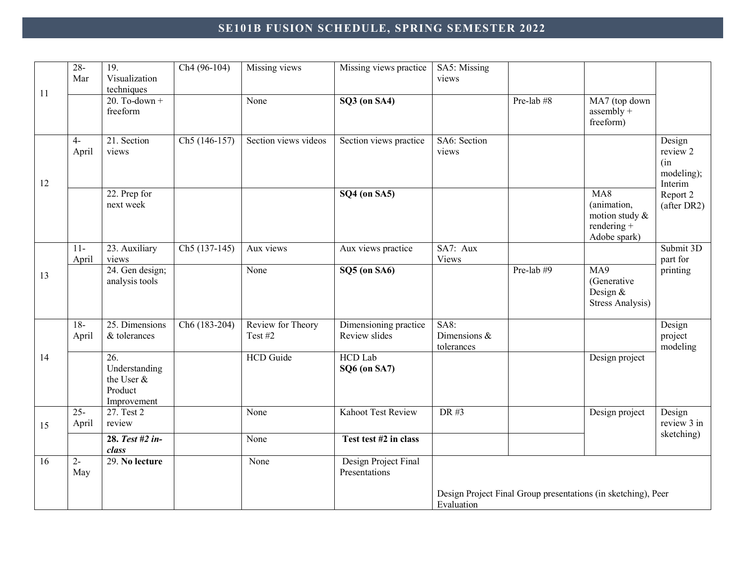# SE101B FUSION SCHEDULE, SPRING SEMESTER 2022

| | | | | | | | | | |
|---|---|---|---|---|---|---|---|---|---|
| 11 | 28-Mar | 19. Visualization techniques | Ch4 (96-104) | Missing views | Missing views practice | SA5: Missing views | | | |
| | | 20. To-down + freeform | | None | **SQ3 (on SA4)** | | Pre-lab #8 | MA7 (top down assembly + freeform) | |
| 12 | 4-April | 21. Section views | Ch5 (146-157) | Section views videos | Section views practice | SA6: Section views | | | Design review 2 (in modeling); Interim Report 2 (after DR2) |
| | | 22. Prep for next week | | | **SQ4 (on SA5)** | | | MA8 (animation, motion study & rendering + Adobe spark) | |
| 13 | 11-April | 23. Auxiliary views | Ch5 (137-145) | Aux views | Aux views practice | SA7: Aux Views | | | Submit 3D part for printing |
| | | 24. Gen design; analysis tools | | None | **SQ5 (on SA6)** | | Pre-lab #9 | MA9 (Generative Design & Stress Analysis) | |
| 14 | 18-April | 25. Dimensions & tolerances | Ch6 (183-204) | Review for Theory Test #2 | Dimensioning practice Review slides | SA8: Dimensions & tolerances | | | Design project modeling |
| | | 26. Understanding the User & Product Improvement | | HCD Guide | HCD Lab **SQ6 (on SA7)** | | | Design project | |
| 15 | 25-April | 27. Test 2 review | | None | Kahoot Test Review | DR #3 | | Design project | Design review 3 in sketching) |
| | | ***28. Test #2 in-class*** | | None | **Test test #2 in class** | | | | |
| 16 | 2-May | 29. **No lecture** | | None | Design Project Final Presentations | Design Project Final Group presentations (in sketching), Peer Evaluation | | | |